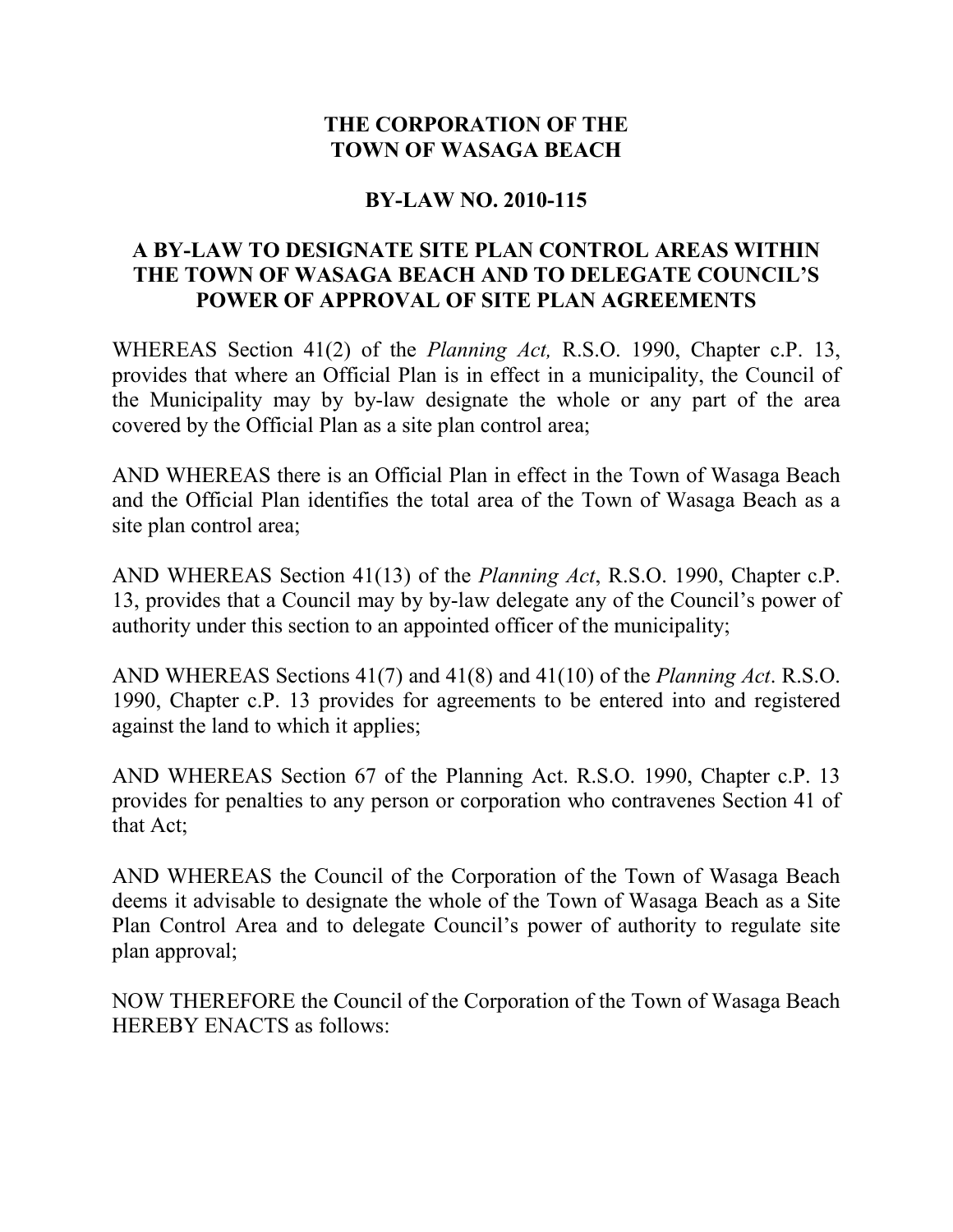# THE CORPORATION OF THE TOWN OF WASAGA BEACH

## BY-LAW NO. 2010-115

## A BY-LAW TO DESIGNATE SITE PLAN CONTROL AREAS WITHIN THE TOWN OF WASAGA BEACH AND TO DELEGATE COUNCIL'S POWER OF APPROVAL OF SITE PLAN AGREEMENTS

WHEREAS Section 41(2) of the *Planning Act,* R.S.O. 1990, Chapter c.P. 13, provides that where an Official Plan is in effect in a municipality, the Council of the Municipality may by by-law designate the whole or any part of the area covered by the Official Plan as a site plan control area;

AND WHEREAS there is an Official Plan in effect in the Town of Wasaga Beach and the Official Plan identifies the total area of the Town of Wasaga Beach as a site plan control area;

AND WHEREAS Section 41(13) of the *Planning Act*, R.S.O. 1990, Chapter c.P. 13, provides that a Council may by by-law delegate any of the Council's power of authority under this section to an appointed officer of the municipality;

AND WHEREAS Sections 41(7) and 41(8) and 41(10) of the *Planning Act*. R.S.O. 1990, Chapter c.P. 13 provides for agreements to be entered into and registered against the land to which it applies;

AND WHEREAS Section 67 of the Planning Act. R.S.O. 1990, Chapter c.P. 13 provides for penalties to any person or corporation who contravenes Section 41 of that Act;

AND WHEREAS the Council of the Corporation of the Town of Wasaga Beach deems it advisable to designate the whole of the Town of Wasaga Beach as a Site Plan Control Area and to delegate Council's power of authority to regulate site plan approval;

NOW THEREFORE the Council of the Corporation of the Town of Wasaga Beach HEREBY ENACTS as follows: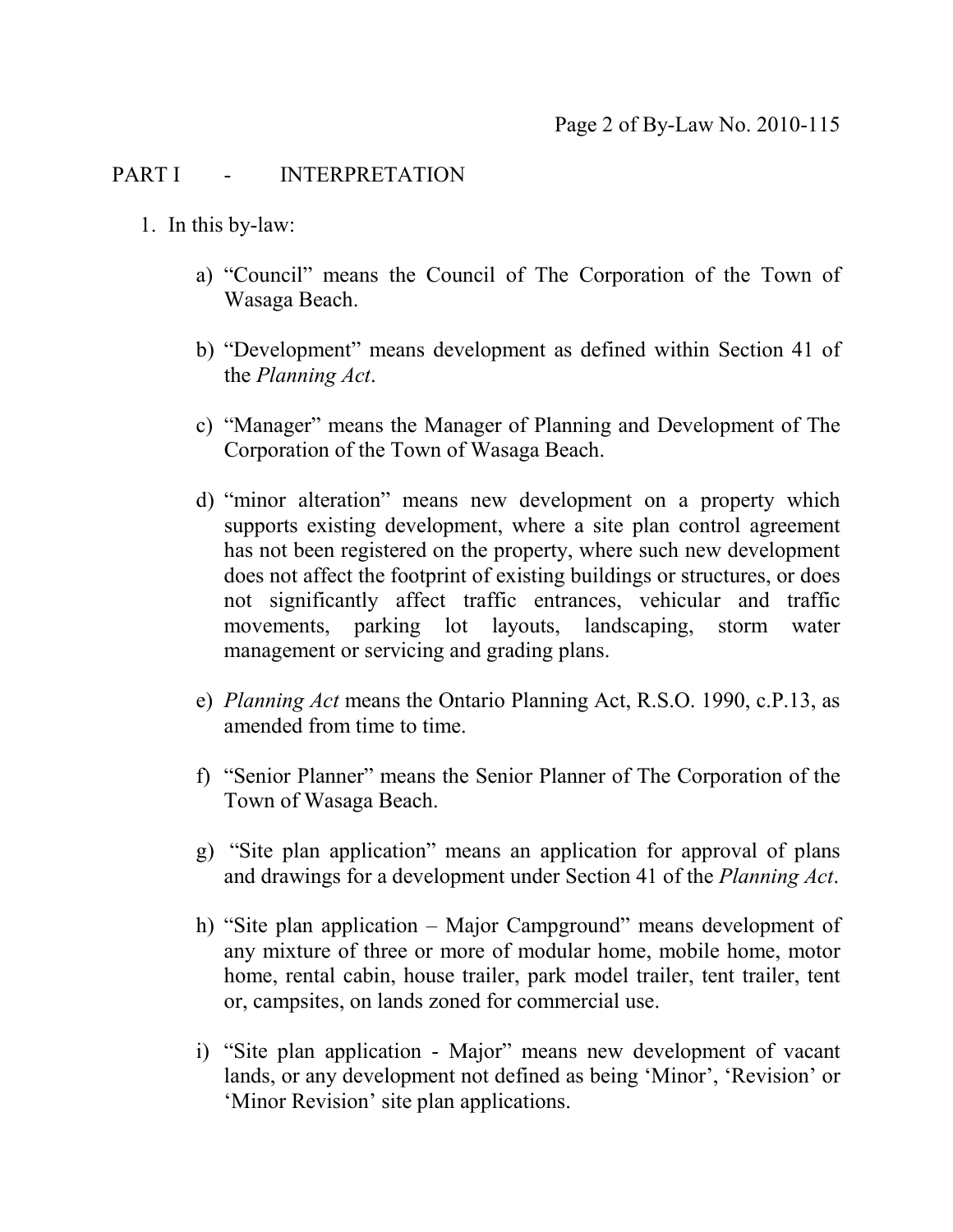## PART I - INTERPRETATION

1. In this by-law:

   a) “Council” means the Council of The Corporation of the Town of Wasaga Beach.

   b) “Development” means development as defined within Section 41 of the *Planning Act*.

   c) “Manager” means the Manager of Planning and Development of The Corporation of the Town of Wasaga Beach.

   d) “minor alteration” means new development on a property which supports existing development, where a site plan control agreement has not been registered on the property, where such new development does not affect the footprint of existing buildings or structures, or does not significantly affect traffic entrances, vehicular and traffic movements, parking lot layouts, landscaping, storm water management or servicing and grading plans.

   e) *Planning Act* means the Ontario Planning Act, R.S.O. 1990, c.P.13, as amended from time to time.

   f) “Senior Planner” means the Senior Planner of The Corporation of the Town of Wasaga Beach.

   g) “Site plan application” means an application for approval of plans and drawings for a development under Section 41 of the *Planning Act*.

   h) “Site plan application – Major Campground” means development of any mixture of three or more of modular home, mobile home, motor home, rental cabin, house trailer, park model trailer, tent trailer, tent or, campsites, on lands zoned for commercial use.

   i) “Site plan application - Major” means new development of vacant lands, or any development not defined as being ‘Minor’, ‘Revision’ or ‘Minor Revision’ site plan applications.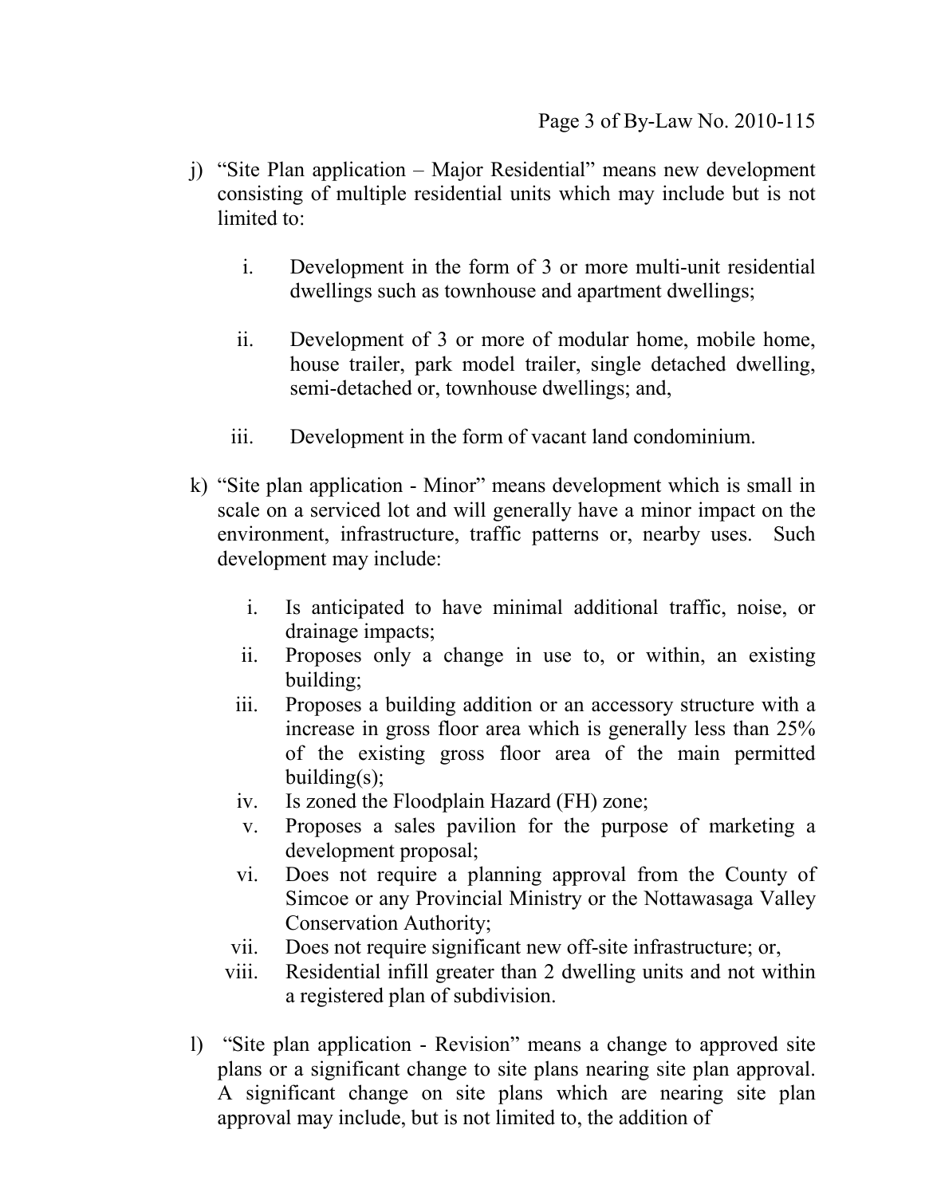j) "Site Plan application – Major Residential" means new development consisting of multiple residential units which may include but is not limited to:

   i. Development in the form of 3 or more multi-unit residential dwellings such as townhouse and apartment dwellings;

   ii. Development of 3 or more of modular home, mobile home, house trailer, park model trailer, single detached dwelling, semi-detached or, townhouse dwellings; and,

   iii. Development in the form of vacant land condominium.

k) "Site plan application - Minor" means development which is small in scale on a serviced lot and will generally have a minor impact on the environment, infrastructure, traffic patterns or, nearby uses. Such development may include:

   i. Is anticipated to have minimal additional traffic, noise, or drainage impacts;
   ii. Proposes only a change in use to, or within, an existing building;
   iii. Proposes a building addition or an accessory structure with a increase in gross floor area which is generally less than 25% of the existing gross floor area of the main permitted building(s);
   iv. Is zoned the Floodplain Hazard (FH) zone;
   v. Proposes a sales pavilion for the purpose of marketing a development proposal;
   vi. Does not require a planning approval from the County of Simcoe or any Provincial Ministry or the Nottawasaga Valley Conservation Authority;
   vii. Does not require significant new off-site infrastructure; or,
   viii. Residential infill greater than 2 dwelling units and not within a registered plan of subdivision.

l) "Site plan application - Revision" means a change to approved site plans or a significant change to site plans nearing site plan approval. A significant change on site plans which are nearing site plan approval may include, but is not limited to, the addition of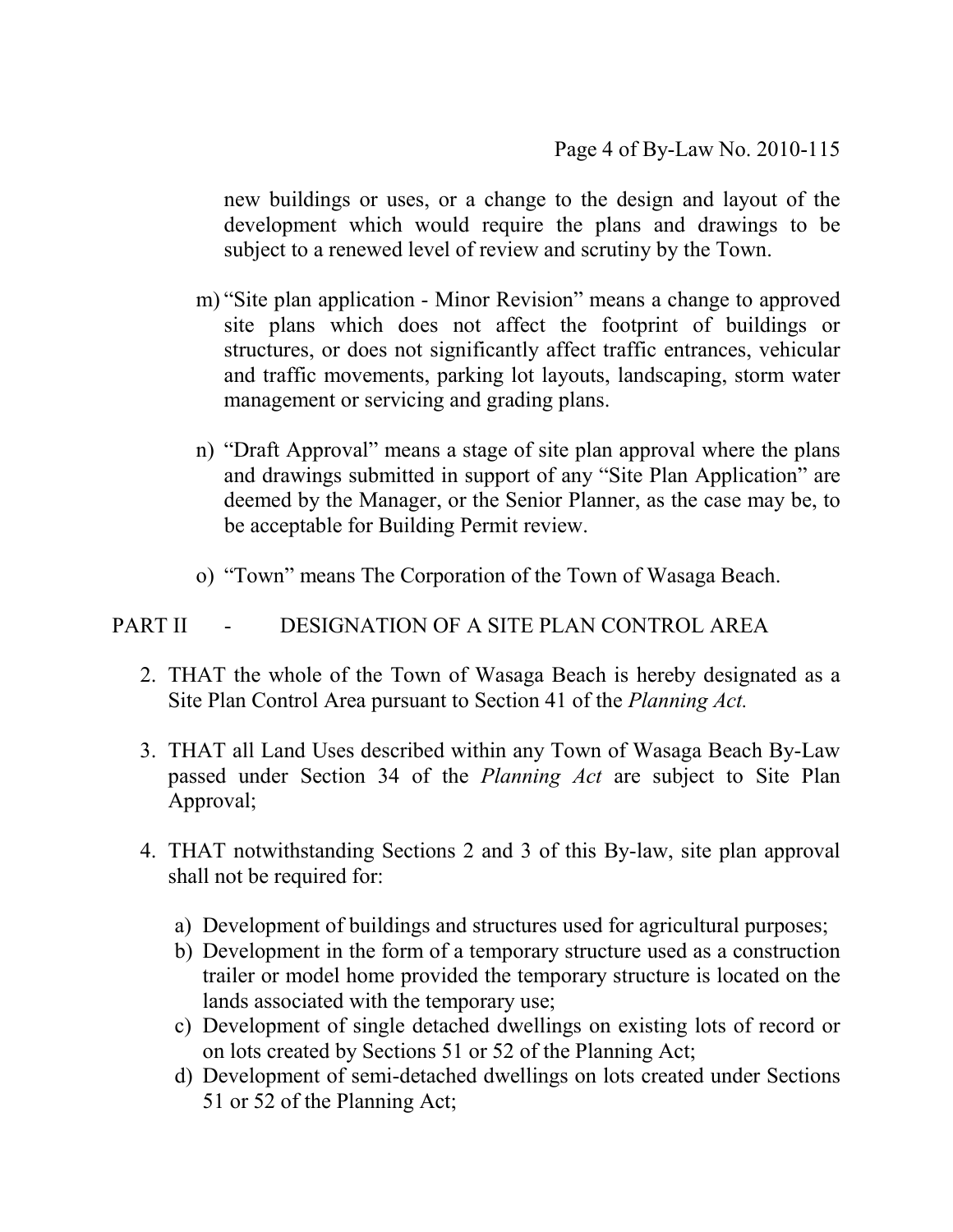new buildings or uses, or a change to the design and layout of the development which would require the plans and drawings to be subject to a renewed level of review and scrutiny by the Town.

m) "Site plan application - Minor Revision" means a change to approved site plans which does not affect the footprint of buildings or structures, or does not significantly affect traffic entrances, vehicular and traffic movements, parking lot layouts, landscaping, storm water management or servicing and grading plans.

n) "Draft Approval" means a stage of site plan approval where the plans and drawings submitted in support of any "Site Plan Application" are deemed by the Manager, or the Senior Planner, as the case may be, to be acceptable for Building Permit review.

o) "Town" means The Corporation of the Town of Wasaga Beach.

## PART II - DESIGNATION OF A SITE PLAN CONTROL AREA

2. THAT the whole of the Town of Wasaga Beach is hereby designated as a Site Plan Control Area pursuant to Section 41 of the *Planning Act.*

3. THAT all Land Uses described within any Town of Wasaga Beach By-Law passed under Section 34 of the *Planning Act* are subject to Site Plan Approval;

4. THAT notwithstanding Sections 2 and 3 of this By-law, site plan approval shall not be required for:

   a) Development of buildings and structures used for agricultural purposes;
   b) Development in the form of a temporary structure used as a construction trailer or model home provided the temporary structure is located on the lands associated with the temporary use;
   c) Development of single detached dwellings on existing lots of record or on lots created by Sections 51 or 52 of the Planning Act;
   d) Development of semi-detached dwellings on lots created under Sections 51 or 52 of the Planning Act;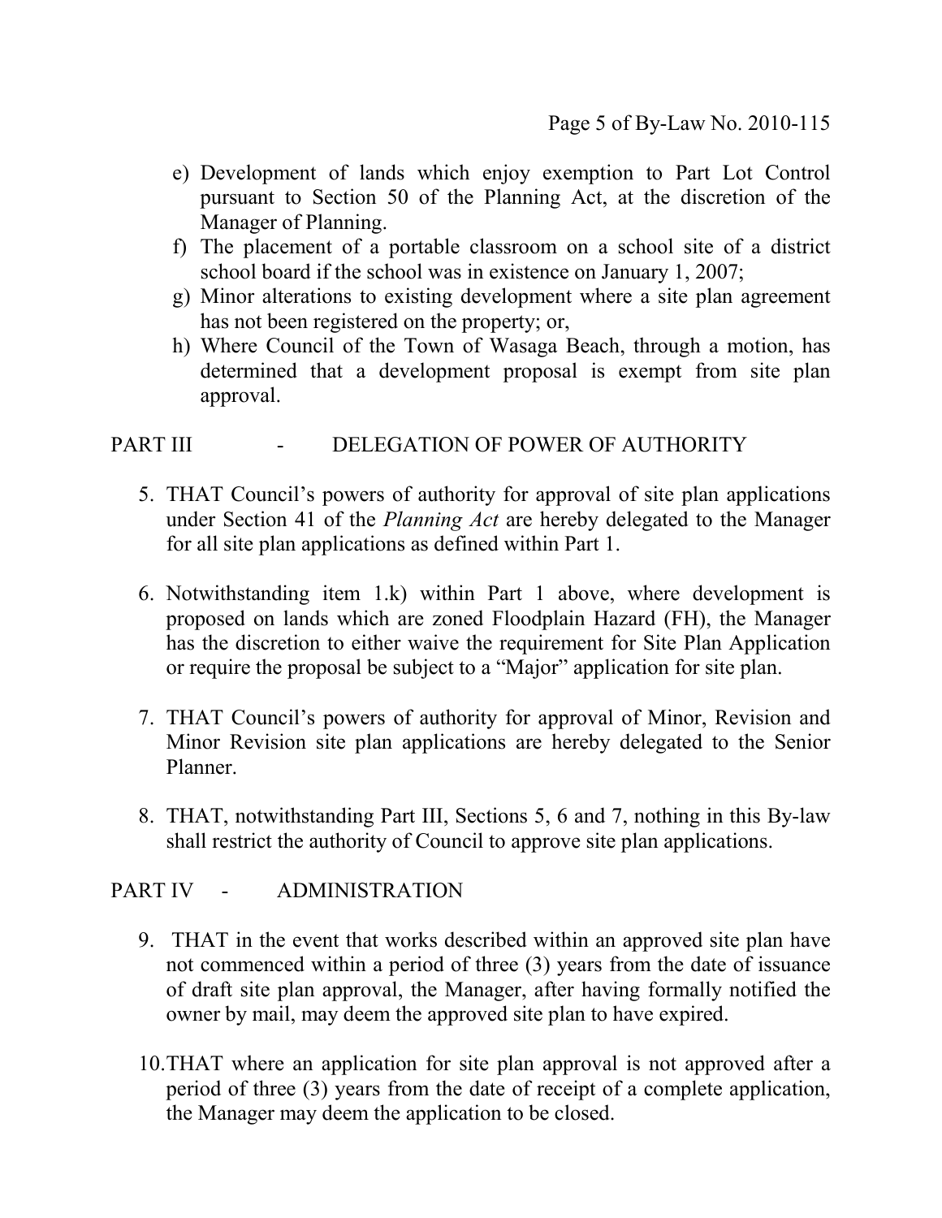e) Development of lands which enjoy exemption to Part Lot Control pursuant to Section 50 of the Planning Act, at the discretion of the Manager of Planning.
f) The placement of a portable classroom on a school site of a district school board if the school was in existence on January 1, 2007;
g) Minor alterations to existing development where a site plan agreement has not been registered on the property; or,
h) Where Council of the Town of Wasaga Beach, through a motion, has determined that a development proposal is exempt from site plan approval.

## PART III - DELEGATION OF POWER OF AUTHORITY

5. THAT Council's powers of authority for approval of site plan applications under Section 41 of the *Planning Act* are hereby delegated to the Manager for all site plan applications as defined within Part 1.

6. Notwithstanding item 1.k) within Part 1 above, where development is proposed on lands which are zoned Floodplain Hazard (FH), the Manager has the discretion to either waive the requirement for Site Plan Application or require the proposal be subject to a "Major" application for site plan.

7. THAT Council's powers of authority for approval of Minor, Revision and Minor Revision site plan applications are hereby delegated to the Senior Planner.

8. THAT, notwithstanding Part III, Sections 5, 6 and 7, nothing in this By-law shall restrict the authority of Council to approve site plan applications.

## PART IV - ADMINISTRATION

9. THAT in the event that works described within an approved site plan have not commenced within a period of three (3) years from the date of issuance of draft site plan approval, the Manager, after having formally notified the owner by mail, may deem the approved site plan to have expired.

10. THAT where an application for site plan approval is not approved after a period of three (3) years from the date of receipt of a complete application, the Manager may deem the application to be closed.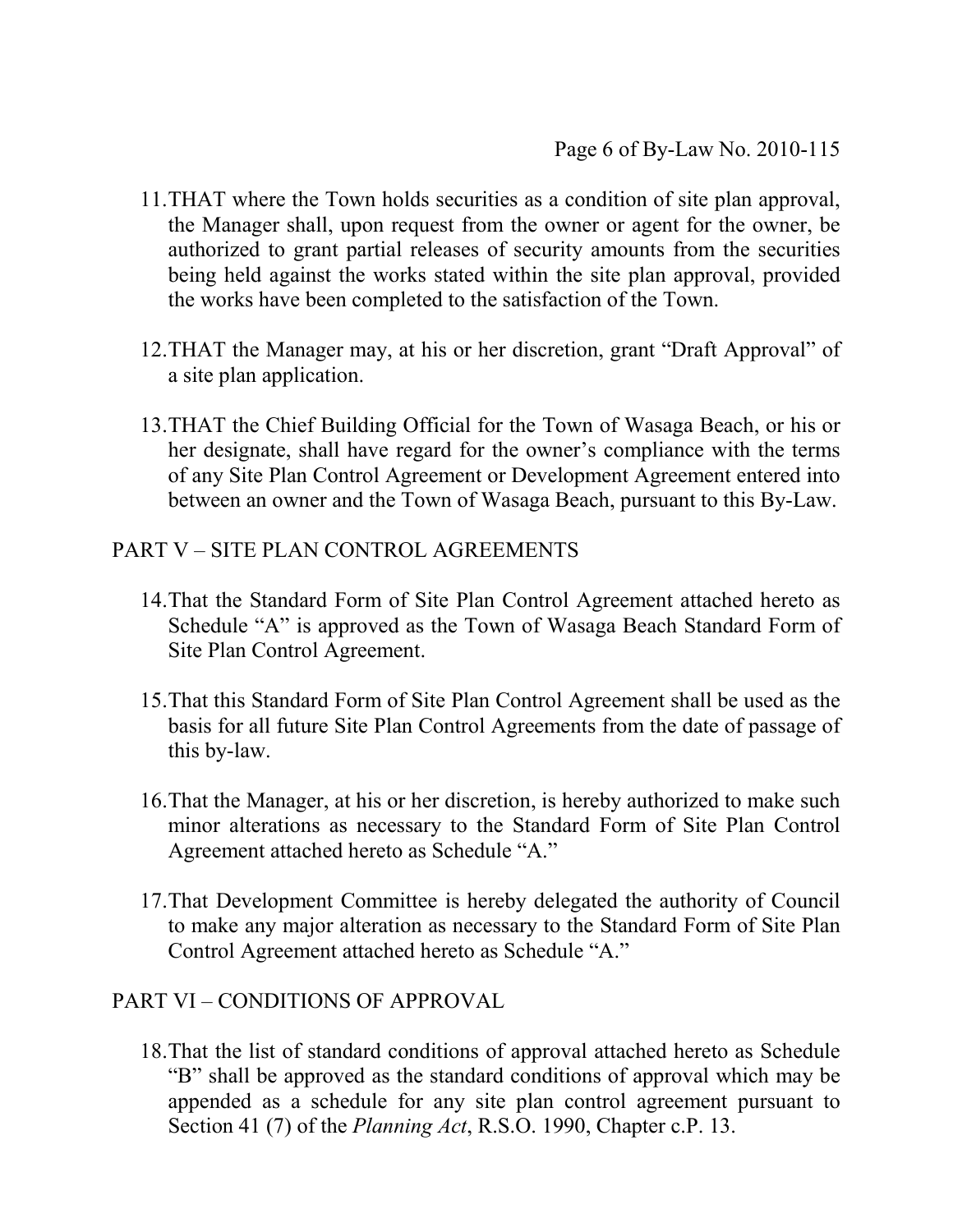11. THAT where the Town holds securities as a condition of site plan approval, the Manager shall, upon request from the owner or agent for the owner, be authorized to grant partial releases of security amounts from the securities being held against the works stated within the site plan approval, provided the works have been completed to the satisfaction of the Town.

12. THAT the Manager may, at his or her discretion, grant "Draft Approval" of a site plan application.

13. THAT the Chief Building Official for the Town of Wasaga Beach, or his or her designate, shall have regard for the owner's compliance with the terms of any Site Plan Control Agreement or Development Agreement entered into between an owner and the Town of Wasaga Beach, pursuant to this By-Law.

## PART V – SITE PLAN CONTROL AGREEMENTS

14. That the Standard Form of Site Plan Control Agreement attached hereto as Schedule "A" is approved as the Town of Wasaga Beach Standard Form of Site Plan Control Agreement.

15. That this Standard Form of Site Plan Control Agreement shall be used as the basis for all future Site Plan Control Agreements from the date of passage of this by-law.

16. That the Manager, at his or her discretion, is hereby authorized to make such minor alterations as necessary to the Standard Form of Site Plan Control Agreement attached hereto as Schedule "A."

17. That Development Committee is hereby delegated the authority of Council to make any major alteration as necessary to the Standard Form of Site Plan Control Agreement attached hereto as Schedule "A."

## PART VI – CONDITIONS OF APPROVAL

18. That the list of standard conditions of approval attached hereto as Schedule "B" shall be approved as the standard conditions of approval which may be appended as a schedule for any site plan control agreement pursuant to Section 41 (7) of the *Planning Act*, R.S.O. 1990, Chapter c.P. 13.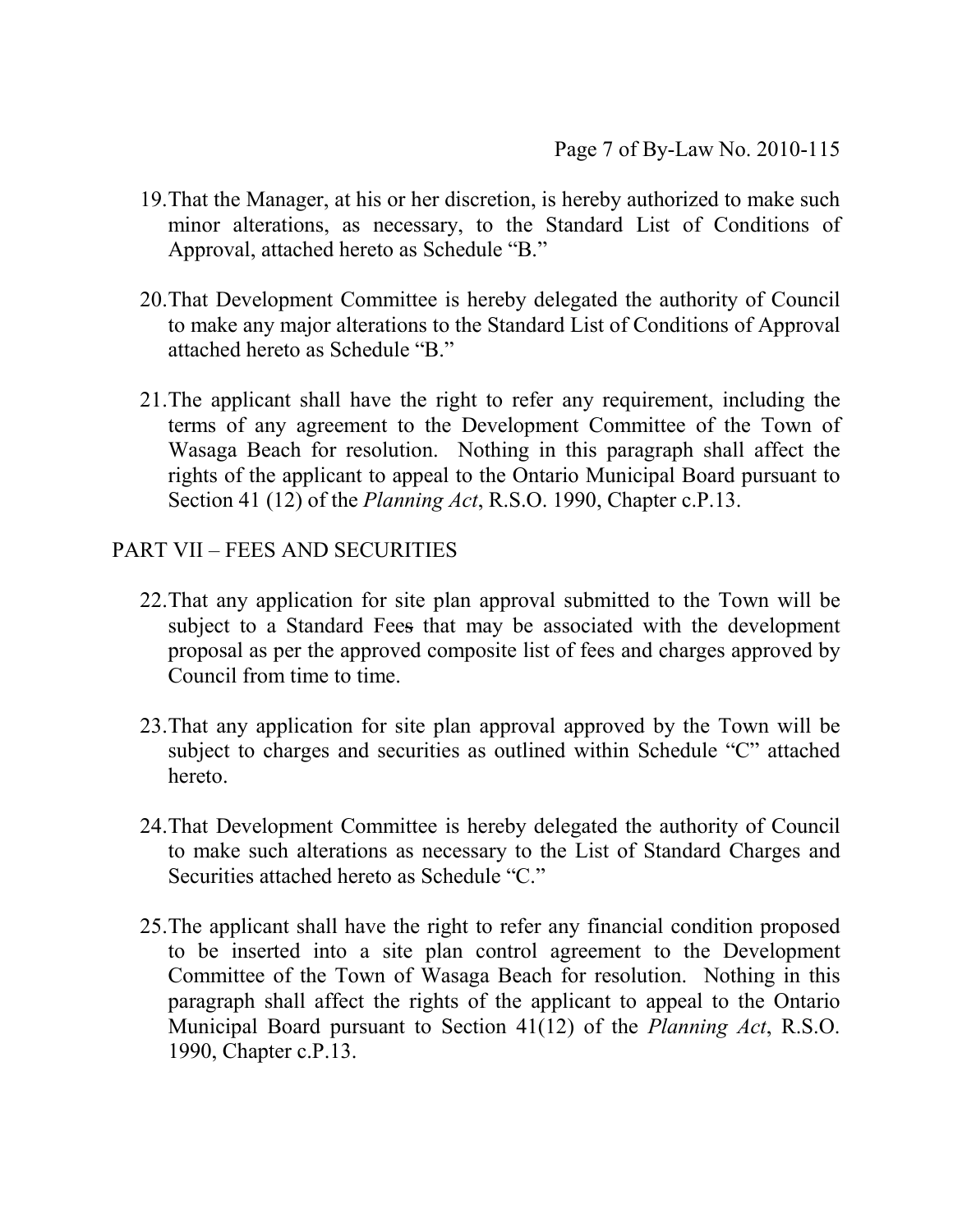19. That the Manager, at his or her discretion, is hereby authorized to make such minor alterations, as necessary, to the Standard List of Conditions of Approval, attached hereto as Schedule "B."

20. That Development Committee is hereby delegated the authority of Council to make any major alterations to the Standard List of Conditions of Approval attached hereto as Schedule "B."

21. The applicant shall have the right to refer any requirement, including the terms of any agreement to the Development Committee of the Town of Wasaga Beach for resolution. Nothing in this paragraph shall affect the rights of the applicant to appeal to the Ontario Municipal Board pursuant to Section 41 (12) of the *Planning Act*, R.S.O. 1990, Chapter c.P.13.

## PART VII – FEES AND SECURITIES

22. That any application for site plan approval submitted to the Town will be subject to a Standard Fee~~s~~ that may be associated with the development proposal as per the approved composite list of fees and charges approved by Council from time to time.

23. That any application for site plan approval approved by the Town will be subject to charges and securities as outlined within Schedule "C" attached hereto.

24. That Development Committee is hereby delegated the authority of Council to make such alterations as necessary to the List of Standard Charges and Securities attached hereto as Schedule "C."

25. The applicant shall have the right to refer any financial condition proposed to be inserted into a site plan control agreement to the Development Committee of the Town of Wasaga Beach for resolution. Nothing in this paragraph shall affect the rights of the applicant to appeal to the Ontario Municipal Board pursuant to Section 41(12) of the *Planning Act*, R.S.O. 1990, Chapter c.P.13.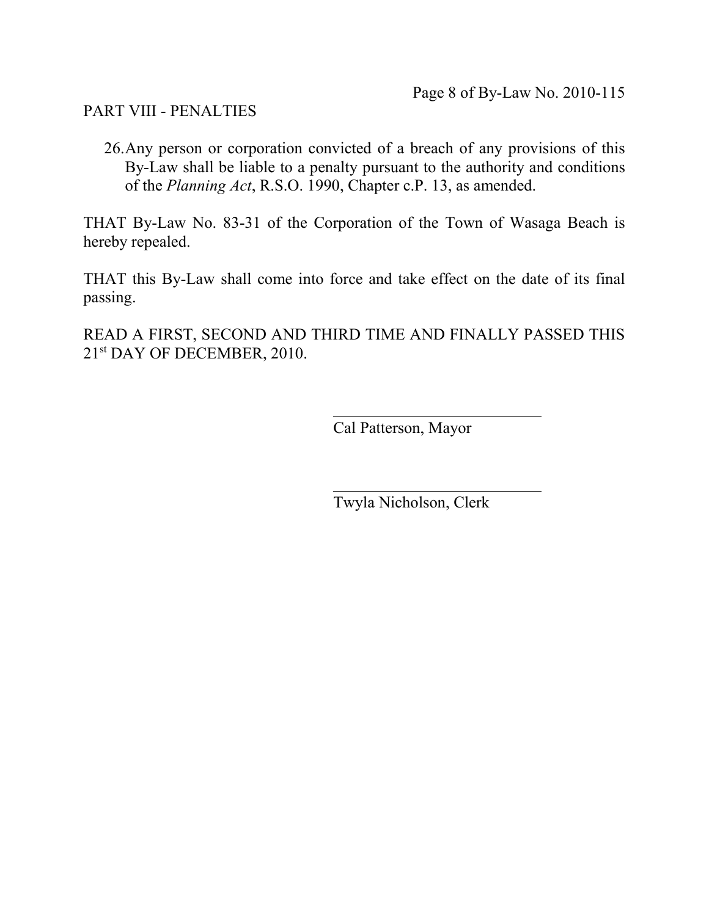## PART VIII - PENALTIES

26. Any person or corporation convicted of a breach of any provisions of this By-Law shall be liable to a penalty pursuant to the authority and conditions of the *Planning Act*, R.S.O. 1990, Chapter c.P. 13, as amended.

THAT By-Law No. 83-31 of the Corporation of the Town of Wasaga Beach is hereby repealed.

THAT this By-Law shall come into force and take effect on the date of its final passing.

READ A FIRST, SECOND AND THIRD TIME AND FINALLY PASSED THIS 21st DAY OF DECEMBER, 2010.

\_\_\_\_\_\_\_\_\_\_\_\_\_\_\_\_\_\_\_\_\_\_\_\_\_\_\_\_
Cal Patterson, Mayor

\_\_\_\_\_\_\_\_\_\_\_\_\_\_\_\_\_\_\_\_\_\_\_\_\_\_\_\_
Twyla Nicholson, Clerk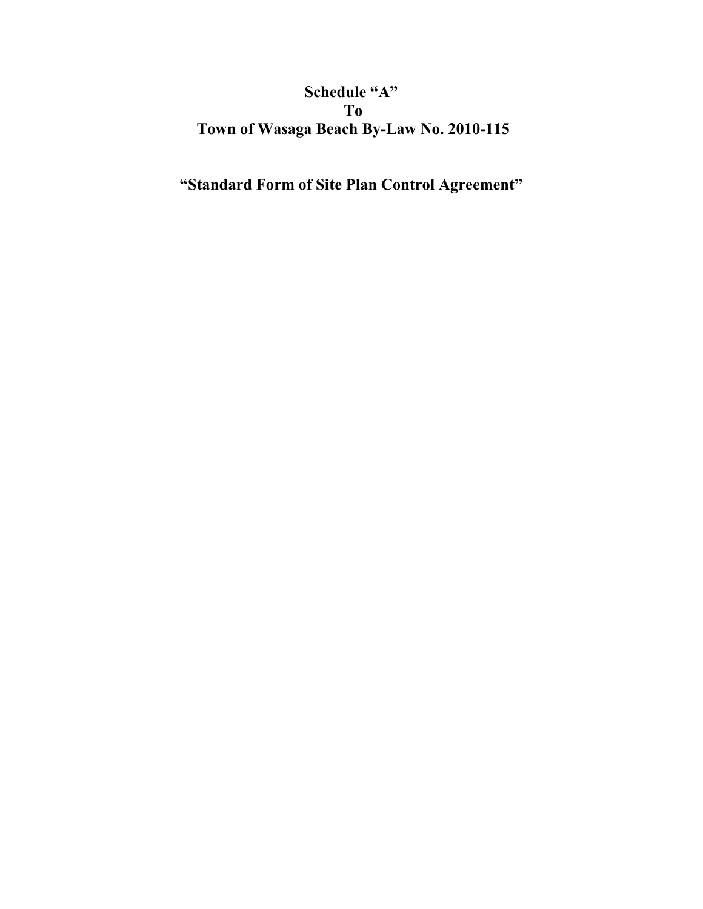# Schedule "A"
# To
# Town of Wasaga Beach By-Law No. 2010-115

# "Standard Form of Site Plan Control Agreement"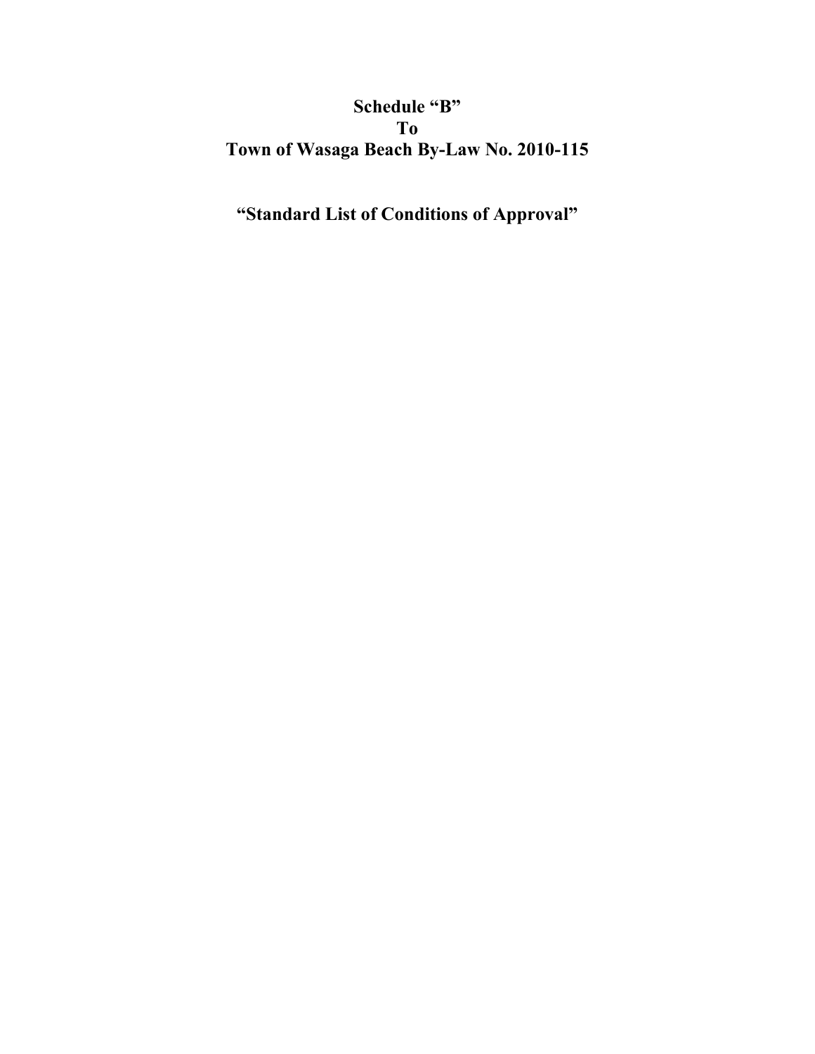# Schedule "B"
# To
# Town of Wasaga Beach By-Law No. 2010-115

## "Standard List of Conditions of Approval"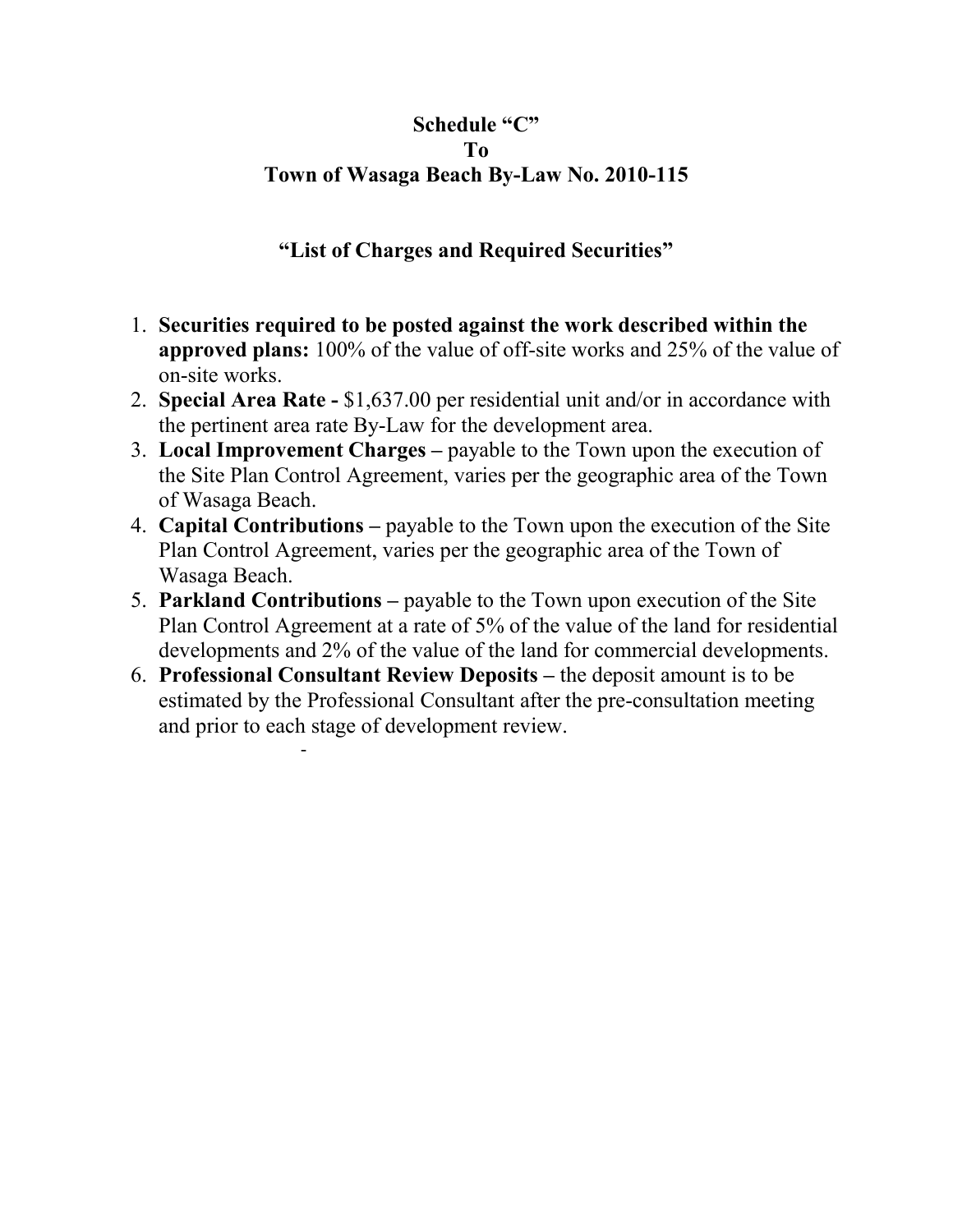**Schedule "C"**
**To**
**Town of Wasaga Beach By-Law No. 2010-115**

**"List of Charges and Required Securities"**

1. **Securities required to be posted against the work described within the approved plans:** 100% of the value of off-site works and 25% of the value of on-site works.
2. **Special Area Rate -** $1,637.00 per residential unit and/or in accordance with the pertinent area rate By-Law for the development area.
3. **Local Improvement Charges –** payable to the Town upon the execution of the Site Plan Control Agreement, varies per the geographic area of the Town of Wasaga Beach.
4. **Capital Contributions –** payable to the Town upon the execution of the Site Plan Control Agreement, varies per the geographic area of the Town of Wasaga Beach.
5. **Parkland Contributions –** payable to the Town upon execution of the Site Plan Control Agreement at a rate of 5% of the value of the land for residential developments and 2% of the value of the land for commercial developments.
6. **Professional Consultant Review Deposits –** the deposit amount is to be estimated by the Professional Consultant after the pre-consultation meeting and prior to each stage of development review.